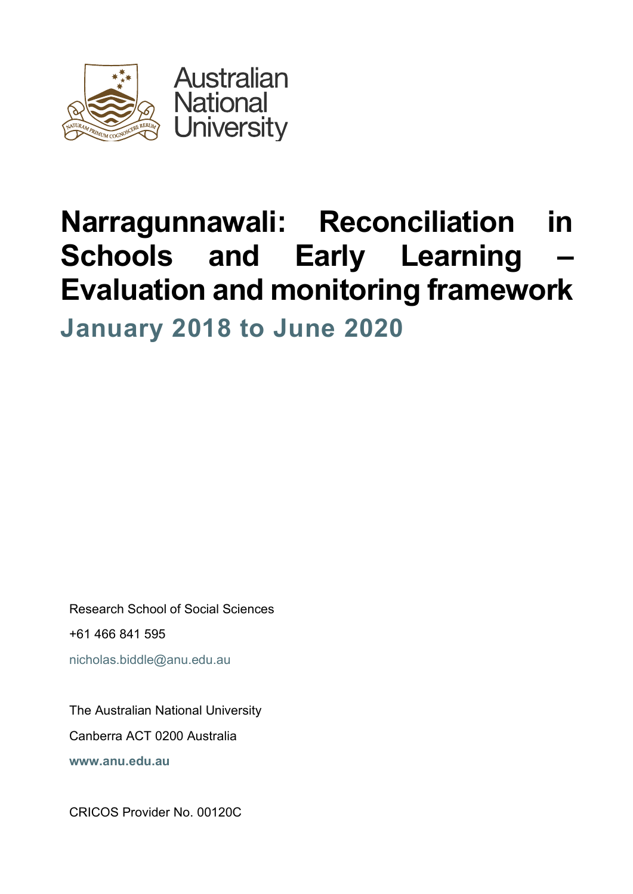Australian National University

# Narragunnawali: Reconciliation in Schools and Early Learning – Evaluation and monitoring framework

## January 2018 to June 2020

Research School of Social Sciences

+61 466 841 595

nicholas.biddle@anu.edu.au

The Australian National University

Canberra ACT 0200 Australia

**www.anu.edu.au**

CRICOS Provider No. 00120C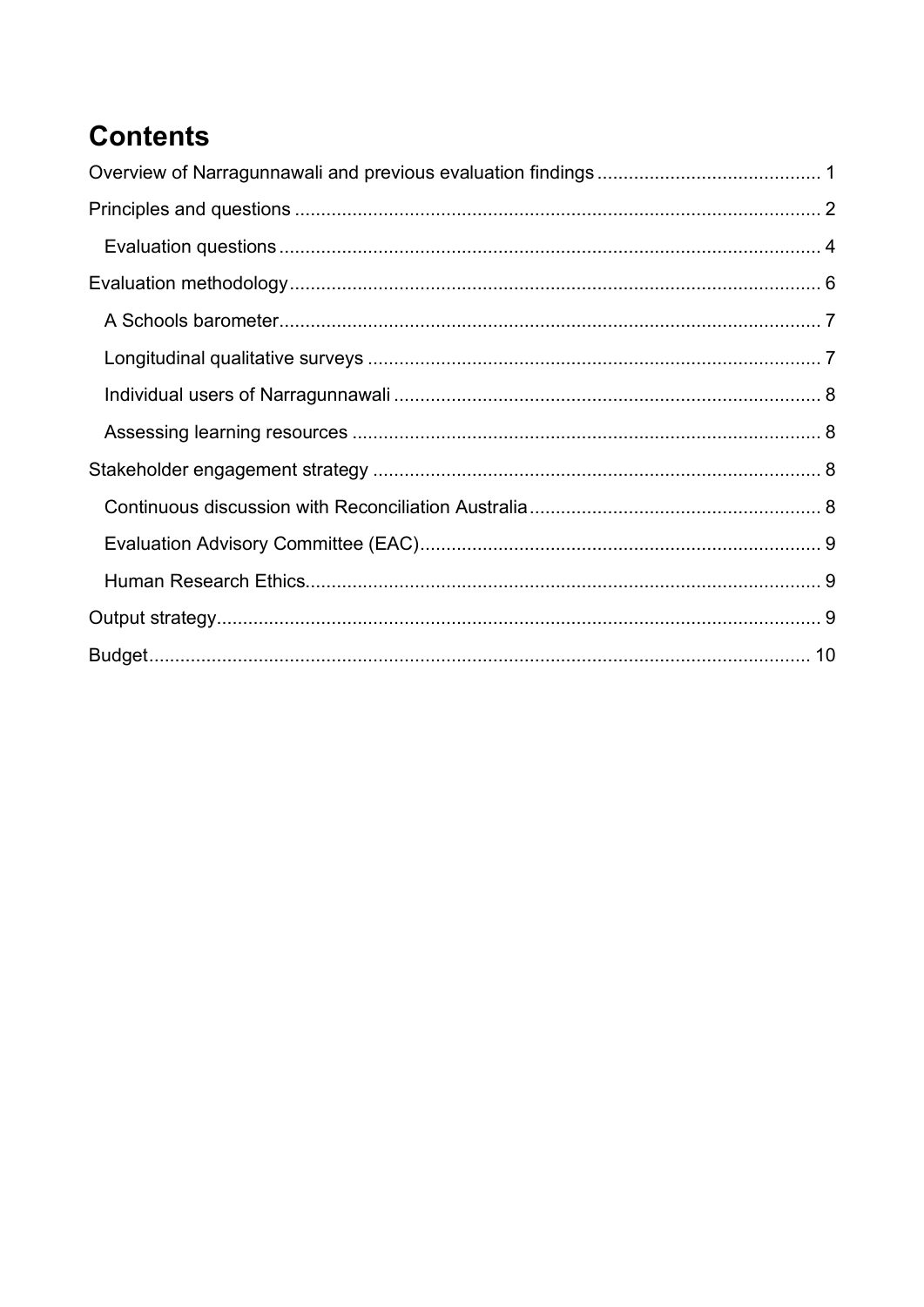# Contents

- Overview of Narragunnawali and previous evaluation findings ........ 1
- Principles and questions ........ 2
  - Evaluation questions ........ 4
- Evaluation methodology ........ 6
  - A Schools barometer ........ 7
  - Longitudinal qualitative surveys ........ 7
  - Individual users of Narragunnawali ........ 8
  - Assessing learning resources ........ 8
- Stakeholder engagement strategy ........ 8
  - Continuous discussion with Reconciliation Australia ........ 8
  - Evaluation Advisory Committee (EAC) ........ 9
  - Human Research Ethics ........ 9
- Output strategy ........ 9
- Budget ........ 10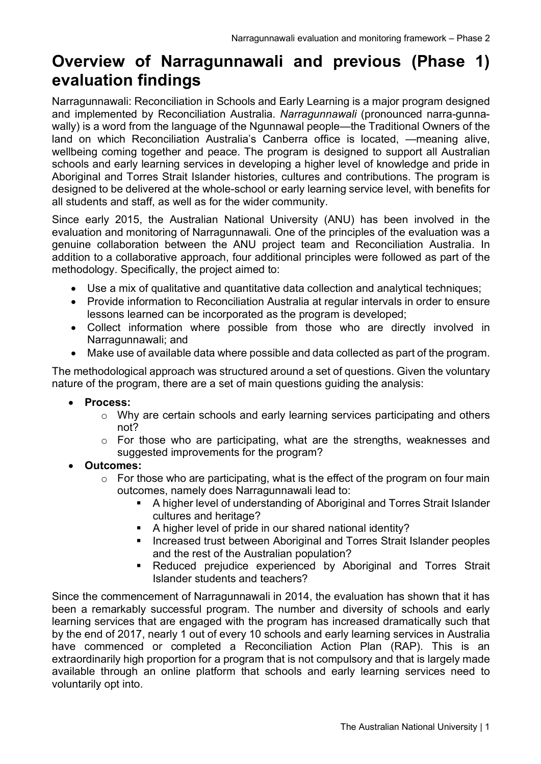# Overview of Narragunnawali and previous (Phase 1) evaluation findings

Narragunnawali: Reconciliation in Schools and Early Learning is a major program designed and implemented by Reconciliation Australia. *Narragunnawali* (pronounced narra-gunna-wally) is a word from the language of the Ngunnawal people—the Traditional Owners of the land on which Reconciliation Australia's Canberra office is located, —meaning alive, wellbeing coming together and peace. The program is designed to support all Australian schools and early learning services in developing a higher level of knowledge and pride in Aboriginal and Torres Strait Islander histories, cultures and contributions. The program is designed to be delivered at the whole-school or early learning service level, with benefits for all students and staff, as well as for the wider community.

Since early 2015, the Australian National University (ANU) has been involved in the evaluation and monitoring of Narragunnawali. One of the principles of the evaluation was a genuine collaboration between the ANU project team and Reconciliation Australia. In addition to a collaborative approach, four additional principles were followed as part of the methodology. Specifically, the project aimed to:

- Use a mix of qualitative and quantitative data collection and analytical techniques;
- Provide information to Reconciliation Australia at regular intervals in order to ensure lessons learned can be incorporated as the program is developed;
- Collect information where possible from those who are directly involved in Narragunnawali; and
- Make use of available data where possible and data collected as part of the program.

The methodological approach was structured around a set of questions. Given the voluntary nature of the program, there are a set of main questions guiding the analysis:

- **Process:**
  - Why are certain schools and early learning services participating and others not?
  - For those who are participating, what are the strengths, weaknesses and suggested improvements for the program?
- **Outcomes:**
  - For those who are participating, what is the effect of the program on four main outcomes, namely does Narragunnawali lead to:
    - A higher level of understanding of Aboriginal and Torres Strait Islander cultures and heritage?
    - A higher level of pride in our shared national identity?
    - Increased trust between Aboriginal and Torres Strait Islander peoples and the rest of the Australian population?
    - Reduced prejudice experienced by Aboriginal and Torres Strait Islander students and teachers?

Since the commencement of Narragunnawali in 2014, the evaluation has shown that it has been a remarkably successful program. The number and diversity of schools and early learning services that are engaged with the program has increased dramatically such that by the end of 2017, nearly 1 out of every 10 schools and early learning services in Australia have commenced or completed a Reconciliation Action Plan (RAP). This is an extraordinarily high proportion for a program that is not compulsory and that is largely made available through an online platform that schools and early learning services need to voluntarily opt into.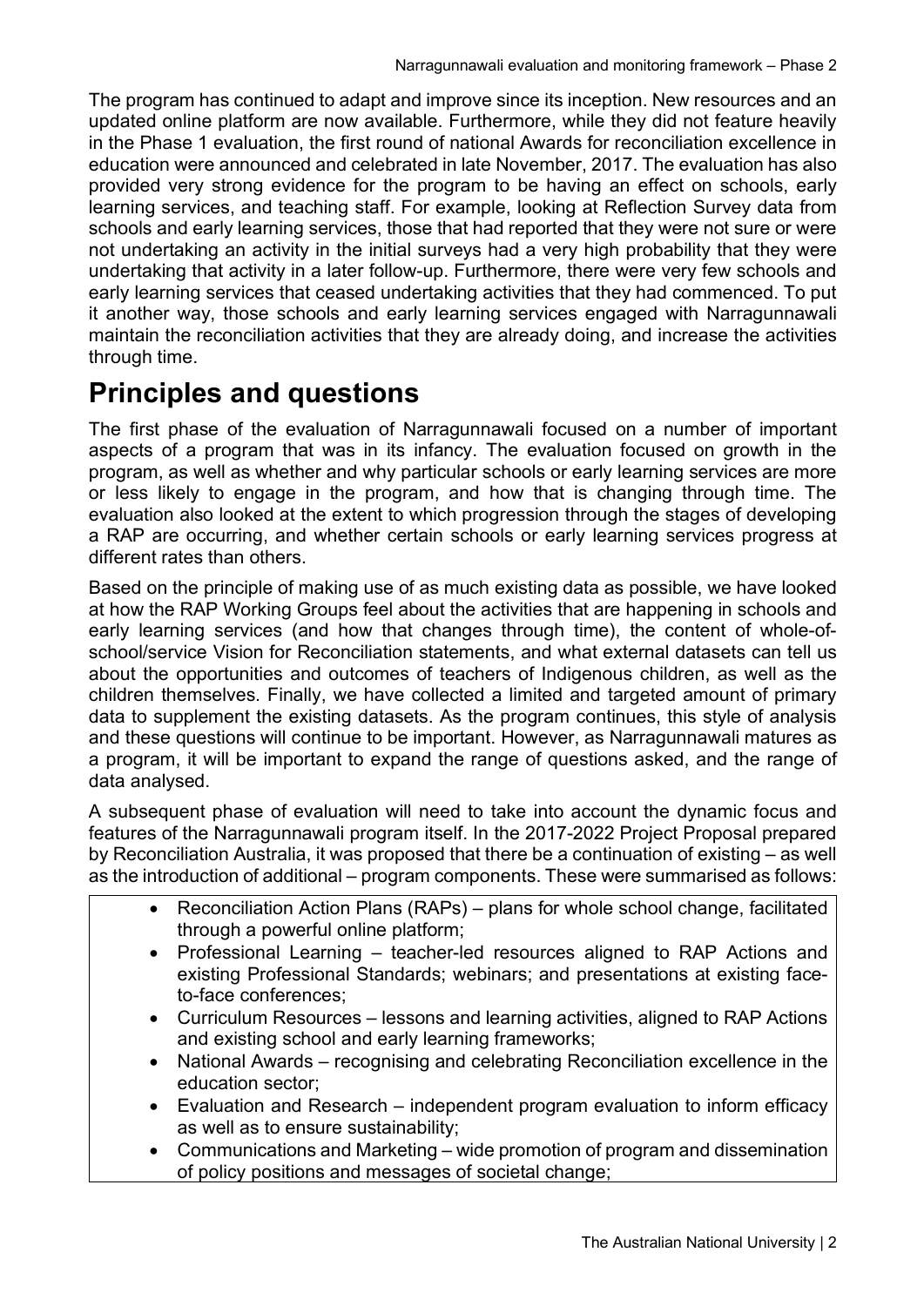The program has continued to adapt and improve since its inception. New resources and an updated online platform are now available. Furthermore, while they did not feature heavily in the Phase 1 evaluation, the first round of national Awards for reconciliation excellence in education were announced and celebrated in late November, 2017. The evaluation has also provided very strong evidence for the program to be having an effect on schools, early learning services, and teaching staff. For example, looking at Reflection Survey data from schools and early learning services, those that had reported that they were not sure or were not undertaking an activity in the initial surveys had a very high probability that they were undertaking that activity in a later follow-up. Furthermore, there were very few schools and early learning services that ceased undertaking activities that they had commenced. To put it another way, those schools and early learning services engaged with Narragunnawali maintain the reconciliation activities that they are already doing, and increase the activities through time.

# Principles and questions

The first phase of the evaluation of Narragunnawali focused on a number of important aspects of a program that was in its infancy. The evaluation focused on growth in the program, as well as whether and why particular schools or early learning services are more or less likely to engage in the program, and how that is changing through time. The evaluation also looked at the extent to which progression through the stages of developing a RAP are occurring, and whether certain schools or early learning services progress at different rates than others.

Based on the principle of making use of as much existing data as possible, we have looked at how the RAP Working Groups feel about the activities that are happening in schools and early learning services (and how that changes through time), the content of whole-of-school/service Vision for Reconciliation statements, and what external datasets can tell us about the opportunities and outcomes of teachers of Indigenous children, as well as the children themselves. Finally, we have collected a limited and targeted amount of primary data to supplement the existing datasets. As the program continues, this style of analysis and these questions will continue to be important. However, as Narragunnawali matures as a program, it will be important to expand the range of questions asked, and the range of data analysed.

A subsequent phase of evaluation will need to take into account the dynamic focus and features of the Narragunnawali program itself. In the 2017-2022 Project Proposal prepared by Reconciliation Australia, it was proposed that there be a continuation of existing – as well as the introduction of additional – program components. These were summarised as follows:

- Reconciliation Action Plans (RAPs) – plans for whole school change, facilitated through a powerful online platform;
- Professional Learning – teacher-led resources aligned to RAP Actions and existing Professional Standards; webinars; and presentations at existing face-to-face conferences;
- Curriculum Resources – lessons and learning activities, aligned to RAP Actions and existing school and early learning frameworks;
- National Awards – recognising and celebrating Reconciliation excellence in the education sector;
- Evaluation and Research – independent program evaluation to inform efficacy as well as to ensure sustainability;
- Communications and Marketing – wide promotion of program and dissemination of policy positions and messages of societal change;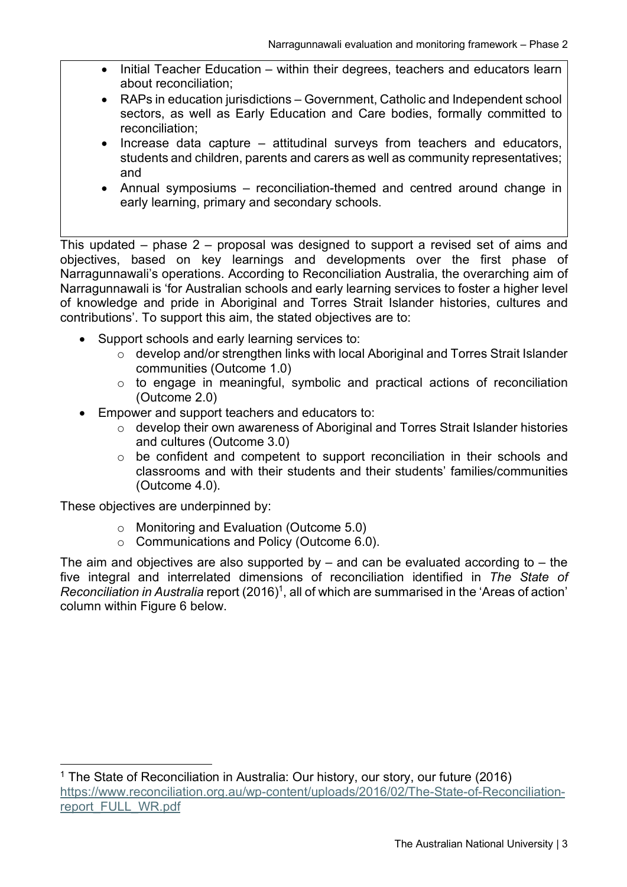- Initial Teacher Education – within their degrees, teachers and educators learn about reconciliation;
- RAPs in education jurisdictions – Government, Catholic and Independent school sectors, as well as Early Education and Care bodies, formally committed to reconciliation;
- Increase data capture – attitudinal surveys from teachers and educators, students and children, parents and carers as well as community representatives; and
- Annual symposiums – reconciliation-themed and centred around change in early learning, primary and secondary schools.

This updated – phase 2 – proposal was designed to support a revised set of aims and objectives, based on key learnings and developments over the first phase of Narragunnawali's operations. According to Reconciliation Australia, the overarching aim of Narragunnawali is 'for Australian schools and early learning services to foster a higher level of knowledge and pride in Aboriginal and Torres Strait Islander histories, cultures and contributions'. To support this aim, the stated objectives are to:

- Support schools and early learning services to:
  - develop and/or strengthen links with local Aboriginal and Torres Strait Islander communities (Outcome 1.0)
  - to engage in meaningful, symbolic and practical actions of reconciliation (Outcome 2.0)
- Empower and support teachers and educators to:
  - develop their own awareness of Aboriginal and Torres Strait Islander histories and cultures (Outcome 3.0)
  - be confident and competent to support reconciliation in their schools and classrooms and with their students and their students' families/communities (Outcome 4.0).

These objectives are underpinned by:

- Monitoring and Evaluation (Outcome 5.0)
- Communications and Policy (Outcome 6.0).

The aim and objectives are also supported by – and can be evaluated according to – the five integral and interrelated dimensions of reconciliation identified in *The State of Reconciliation in Australia* report (2016)[1], all of which are summarised in the 'Areas of action' column within Figure 6 below.

[1] The State of Reconciliation in Australia: Our history, our story, our future (2016) https://www.reconciliation.org.au/wp-content/uploads/2016/02/The-State-of-Reconciliation-report_FULL_WR.pdf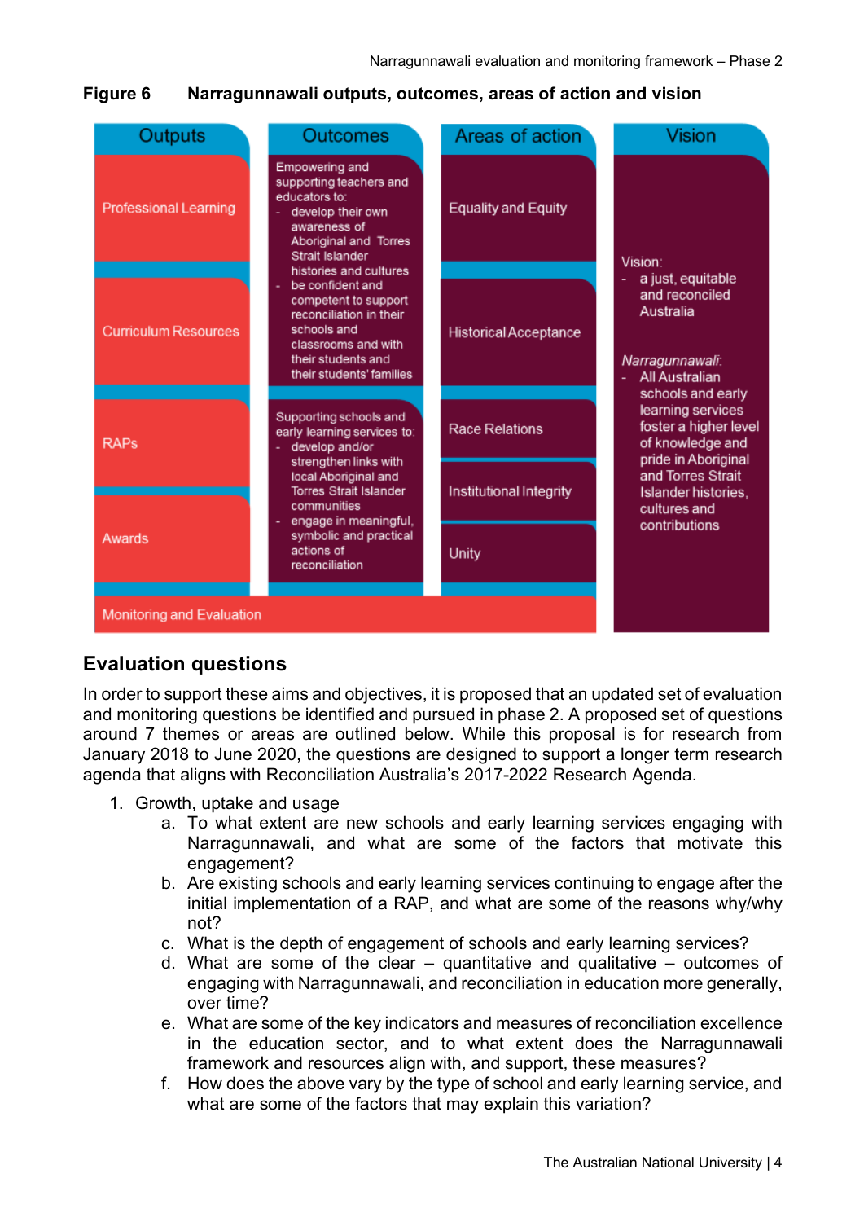**Figure 6 Narragunnawali outputs, outcomes, areas of action and vision**

| Outputs | Outcomes | Areas of action | Vision |
|---|---|---|---|
| Professional Learning | Empowering and supporting teachers and educators to: - develop their own awareness of Aboriginal and Torres Strait Islander histories and cultures - be confident and competent to support reconciliation in their schools and classrooms and with their students and their students' families | Equality and Equity | Vision: - a just, equitable and reconciled Australia |
| Curriculum Resources | | Historical Acceptance | *Narragunnawali*: - All Australian schools and early learning services foster a higher level of knowledge and pride in Aboriginal and Torres Strait Islander histories, cultures and contributions |
| RAPs | Supporting schools and early learning services to: - develop and/or strengthen links with local Aboriginal and Torres Strait Islander communities - engage in meaningful, symbolic and practical actions of reconciliation | Race Relations | |
| Awards | | Institutional Integrity | |
| | | Unity | |
| Monitoring and Evaluation | | | |

## Evaluation questions

In order to support these aims and objectives, it is proposed that an updated set of evaluation and monitoring questions be identified and pursued in phase 2. A proposed set of questions around 7 themes or areas are outlined below. While this proposal is for research from January 2018 to June 2020, the questions are designed to support a longer term research agenda that aligns with Reconciliation Australia's 2017-2022 Research Agenda.

1. Growth, uptake and usage
   a. To what extent are new schools and early learning services engaging with Narragunnawali, and what are some of the factors that motivate this engagement?
   b. Are existing schools and early learning services continuing to engage after the initial implementation of a RAP, and what are some of the reasons why/why not?
   c. What is the depth of engagement of schools and early learning services?
   d. What are some of the clear – quantitative and qualitative – outcomes of engaging with Narragunnawali, and reconciliation in education more generally, over time?
   e. What are some of the key indicators and measures of reconciliation excellence in the education sector, and to what extent does the Narragunnawali framework and resources align with, and support, these measures?
   f. How does the above vary by the type of school and early learning service, and what are some of the factors that may explain this variation?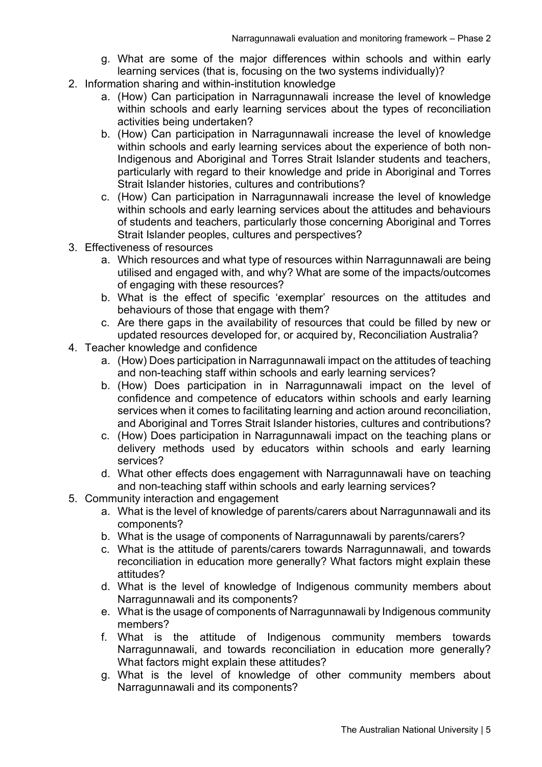g. What are some of the major differences within schools and within early learning services (that is, focusing on the two systems individually)?

2. Information sharing and within-institution knowledge
   a. (How) Can participation in Narragunnawali increase the level of knowledge within schools and early learning services about the types of reconciliation activities being undertaken?
   b. (How) Can participation in Narragunnawali increase the level of knowledge within schools and early learning services about the experience of both non-Indigenous and Aboriginal and Torres Strait Islander students and teachers, particularly with regard to their knowledge and pride in Aboriginal and Torres Strait Islander histories, cultures and contributions?
   c. (How) Can participation in Narragunnawali increase the level of knowledge within schools and early learning services about the attitudes and behaviours of students and teachers, particularly those concerning Aboriginal and Torres Strait Islander peoples, cultures and perspectives?

3. Effectiveness of resources
   a. Which resources and what type of resources within Narragunnawali are being utilised and engaged with, and why? What are some of the impacts/outcomes of engaging with these resources?
   b. What is the effect of specific 'exemplar' resources on the attitudes and behaviours of those that engage with them?
   c. Are there gaps in the availability of resources that could be filled by new or updated resources developed for, or acquired by, Reconciliation Australia?

4. Teacher knowledge and confidence
   a. (How) Does participation in Narragunnawali impact on the attitudes of teaching and non-teaching staff within schools and early learning services?
   b. (How) Does participation in in Narragunnawali impact on the level of confidence and competence of educators within schools and early learning services when it comes to facilitating learning and action around reconciliation, and Aboriginal and Torres Strait Islander histories, cultures and contributions?
   c. (How) Does participation in Narragunnawali impact on the teaching plans or delivery methods used by educators within schools and early learning services?
   d. What other effects does engagement with Narragunnawali have on teaching and non-teaching staff within schools and early learning services?

5. Community interaction and engagement
   a. What is the level of knowledge of parents/carers about Narragunnawali and its components?
   b. What is the usage of components of Narragunnawali by parents/carers?
   c. What is the attitude of parents/carers towards Narragunnawali, and towards reconciliation in education more generally? What factors might explain these attitudes?
   d. What is the level of knowledge of Indigenous community members about Narragunnawali and its components?
   e. What is the usage of components of Narragunnawali by Indigenous community members?
   f. What is the attitude of Indigenous community members towards Narragunnawali, and towards reconciliation in education more generally? What factors might explain these attitudes?
   g. What is the level of knowledge of other community members about Narragunnawali and its components?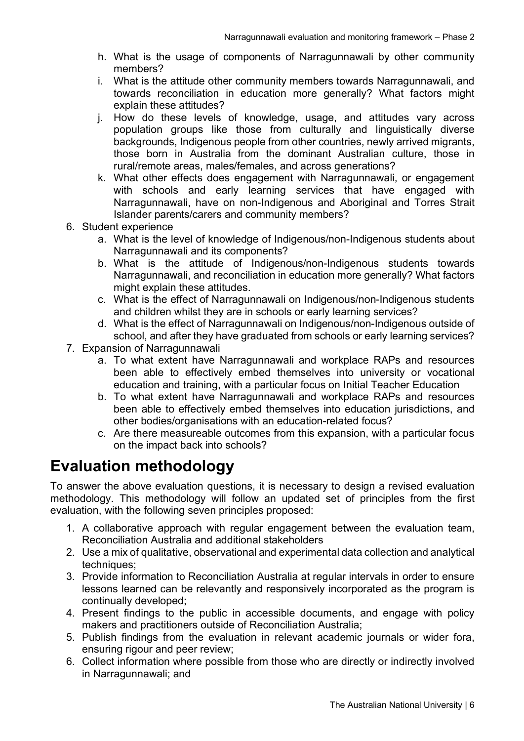h. What is the usage of components of Narragunnawali by other community members?
   i. What is the attitude other community members towards Narragunnawali, and towards reconciliation in education more generally? What factors might explain these attitudes?
   j. How do these levels of knowledge, usage, and attitudes vary across population groups like those from culturally and linguistically diverse backgrounds, Indigenous people from other countries, newly arrived migrants, those born in Australia from the dominant Australian culture, those in rural/remote areas, males/females, and across generations?
   k. What other effects does engagement with Narragunnawali, or engagement with schools and early learning services that have engaged with Narragunnawali, have on non-Indigenous and Aboriginal and Torres Strait Islander parents/carers and community members?
6. Student experience
   a. What is the level of knowledge of Indigenous/non-Indigenous students about Narragunnawali and its components?
   b. What is the attitude of Indigenous/non-Indigenous students towards Narragunnawali, and reconciliation in education more generally? What factors might explain these attitudes.
   c. What is the effect of Narragunnawali on Indigenous/non-Indigenous students and children whilst they are in schools or early learning services?
   d. What is the effect of Narragunnawali on Indigenous/non-Indigenous outside of school, and after they have graduated from schools or early learning services?
7. Expansion of Narragunnawali
   a. To what extent have Narragunnawali and workplace RAPs and resources been able to effectively embed themselves into university or vocational education and training, with a particular focus on Initial Teacher Education
   b. To what extent have Narragunnawali and workplace RAPs and resources been able to effectively embed themselves into education jurisdictions, and other bodies/organisations with an education-related focus?
   c. Are there measureable outcomes from this expansion, with a particular focus on the impact back into schools?

# Evaluation methodology

To answer the above evaluation questions, it is necessary to design a revised evaluation methodology. This methodology will follow an updated set of principles from the first evaluation, with the following seven principles proposed:

1. A collaborative approach with regular engagement between the evaluation team, Reconciliation Australia and additional stakeholders
2. Use a mix of qualitative, observational and experimental data collection and analytical techniques;
3. Provide information to Reconciliation Australia at regular intervals in order to ensure lessons learned can be relevantly and responsively incorporated as the program is continually developed;
4. Present findings to the public in accessible documents, and engage with policy makers and practitioners outside of Reconciliation Australia;
5. Publish findings from the evaluation in relevant academic journals or wider fora, ensuring rigour and peer review;
6. Collect information where possible from those who are directly or indirectly involved in Narragunnawali; and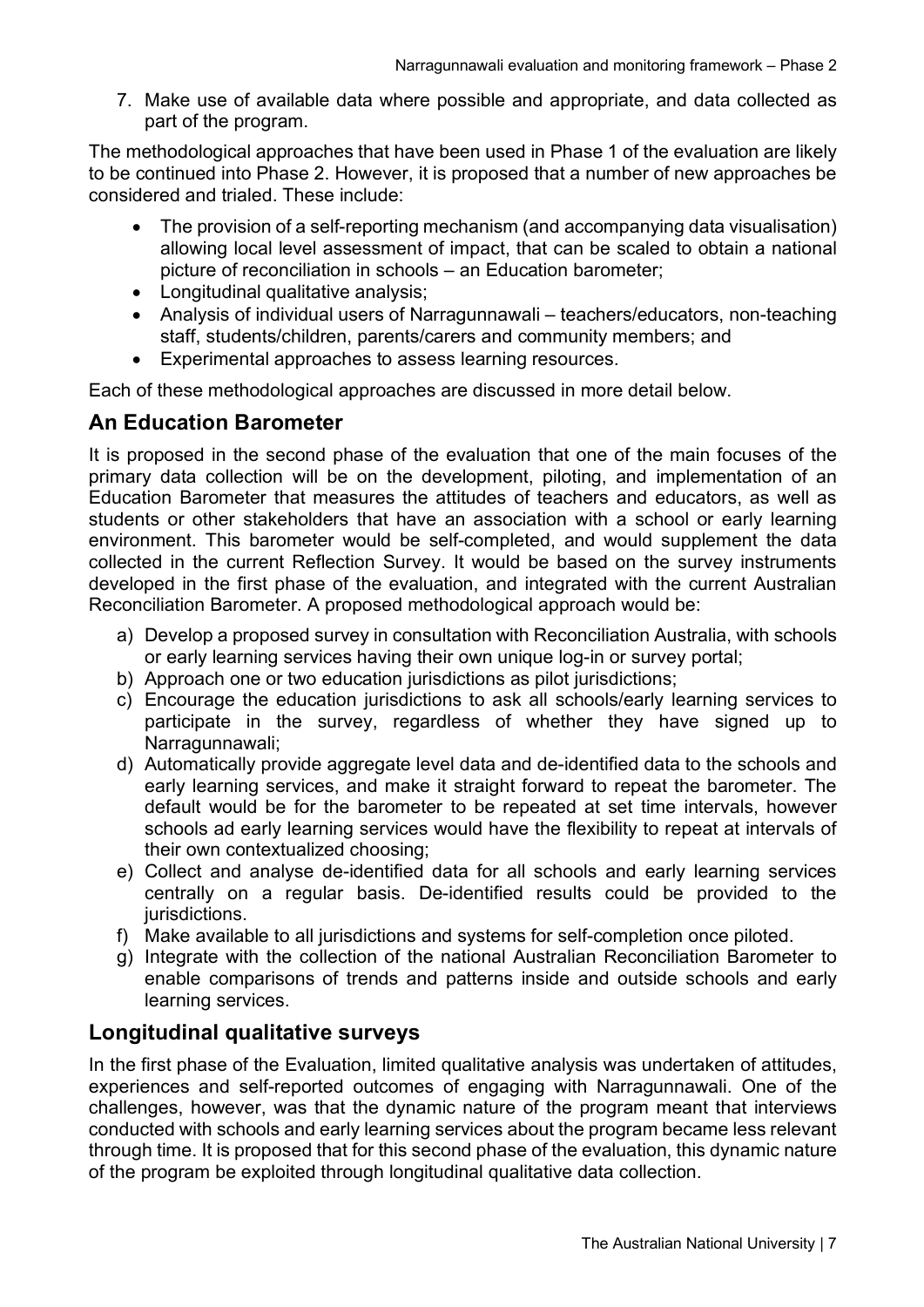7. Make use of available data where possible and appropriate, and data collected as part of the program.

The methodological approaches that have been used in Phase 1 of the evaluation are likely to be continued into Phase 2. However, it is proposed that a number of new approaches be considered and trialed. These include:

- The provision of a self-reporting mechanism (and accompanying data visualisation) allowing local level assessment of impact, that can be scaled to obtain a national picture of reconciliation in schools – an Education barometer;
- Longitudinal qualitative analysis;
- Analysis of individual users of Narragunnawali – teachers/educators, non-teaching staff, students/children, parents/carers and community members; and
- Experimental approaches to assess learning resources.

Each of these methodological approaches are discussed in more detail below.

## An Education Barometer

It is proposed in the second phase of the evaluation that one of the main focuses of the primary data collection will be on the development, piloting, and implementation of an Education Barometer that measures the attitudes of teachers and educators, as well as students or other stakeholders that have an association with a school or early learning environment. This barometer would be self-completed, and would supplement the data collected in the current Reflection Survey. It would be based on the survey instruments developed in the first phase of the evaluation, and integrated with the current Australian Reconciliation Barometer. A proposed methodological approach would be:

a) Develop a proposed survey in consultation with Reconciliation Australia, with schools or early learning services having their own unique log-in or survey portal;
b) Approach one or two education jurisdictions as pilot jurisdictions;
c) Encourage the education jurisdictions to ask all schools/early learning services to participate in the survey, regardless of whether they have signed up to Narragunnawali;
d) Automatically provide aggregate level data and de-identified data to the schools and early learning services, and make it straight forward to repeat the barometer. The default would be for the barometer to be repeated at set time intervals, however schools ad early learning services would have the flexibility to repeat at intervals of their own contextualized choosing;
e) Collect and analyse de-identified data for all schools and early learning services centrally on a regular basis. De-identified results could be provided to the jurisdictions.
f) Make available to all jurisdictions and systems for self-completion once piloted.
g) Integrate with the collection of the national Australian Reconciliation Barometer to enable comparisons of trends and patterns inside and outside schools and early learning services.

## Longitudinal qualitative surveys

In the first phase of the Evaluation, limited qualitative analysis was undertaken of attitudes, experiences and self-reported outcomes of engaging with Narragunnawali. One of the challenges, however, was that the dynamic nature of the program meant that interviews conducted with schools and early learning services about the program became less relevant through time. It is proposed that for this second phase of the evaluation, this dynamic nature of the program be exploited through longitudinal qualitative data collection.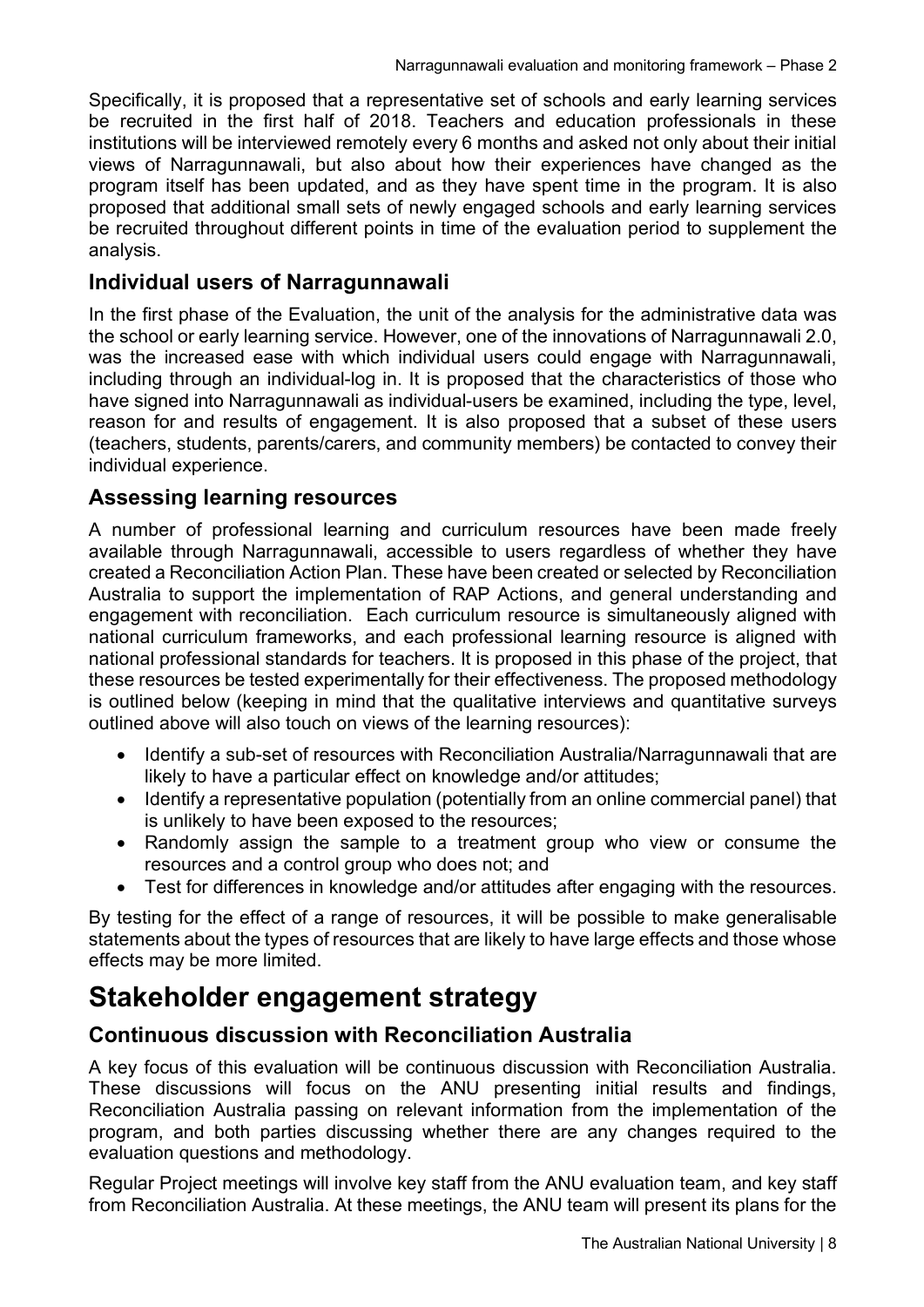Specifically, it is proposed that a representative set of schools and early learning services be recruited in the first half of 2018. Teachers and education professionals in these institutions will be interviewed remotely every 6 months and asked not only about their initial views of Narragunnawali, but also about how their experiences have changed as the program itself has been updated, and as they have spent time in the program. It is also proposed that additional small sets of newly engaged schools and early learning services be recruited throughout different points in time of the evaluation period to supplement the analysis.

## Individual users of Narragunnawali

In the first phase of the Evaluation, the unit of the analysis for the administrative data was the school or early learning service. However, one of the innovations of Narragunnawali 2.0, was the increased ease with which individual users could engage with Narragunnawali, including through an individual-log in. It is proposed that the characteristics of those who have signed into Narragunnawali as individual-users be examined, including the type, level, reason for and results of engagement. It is also proposed that a subset of these users (teachers, students, parents/carers, and community members) be contacted to convey their individual experience.

## Assessing learning resources

A number of professional learning and curriculum resources have been made freely available through Narragunnawali, accessible to users regardless of whether they have created a Reconciliation Action Plan. These have been created or selected by Reconciliation Australia to support the implementation of RAP Actions, and general understanding and engagement with reconciliation. Each curriculum resource is simultaneously aligned with national curriculum frameworks, and each professional learning resource is aligned with national professional standards for teachers. It is proposed in this phase of the project, that these resources be tested experimentally for their effectiveness. The proposed methodology is outlined below (keeping in mind that the qualitative interviews and quantitative surveys outlined above will also touch on views of the learning resources):

- Identify a sub-set of resources with Reconciliation Australia/Narragunnawali that are likely to have a particular effect on knowledge and/or attitudes;
- Identify a representative population (potentially from an online commercial panel) that is unlikely to have been exposed to the resources;
- Randomly assign the sample to a treatment group who view or consume the resources and a control group who does not; and
- Test for differences in knowledge and/or attitudes after engaging with the resources.

By testing for the effect of a range of resources, it will be possible to make generalisable statements about the types of resources that are likely to have large effects and those whose effects may be more limited.

# Stakeholder engagement strategy

## Continuous discussion with Reconciliation Australia

A key focus of this evaluation will be continuous discussion with Reconciliation Australia. These discussions will focus on the ANU presenting initial results and findings, Reconciliation Australia passing on relevant information from the implementation of the program, and both parties discussing whether there are any changes required to the evaluation questions and methodology.

Regular Project meetings will involve key staff from the ANU evaluation team, and key staff from Reconciliation Australia. At these meetings, the ANU team will present its plans for the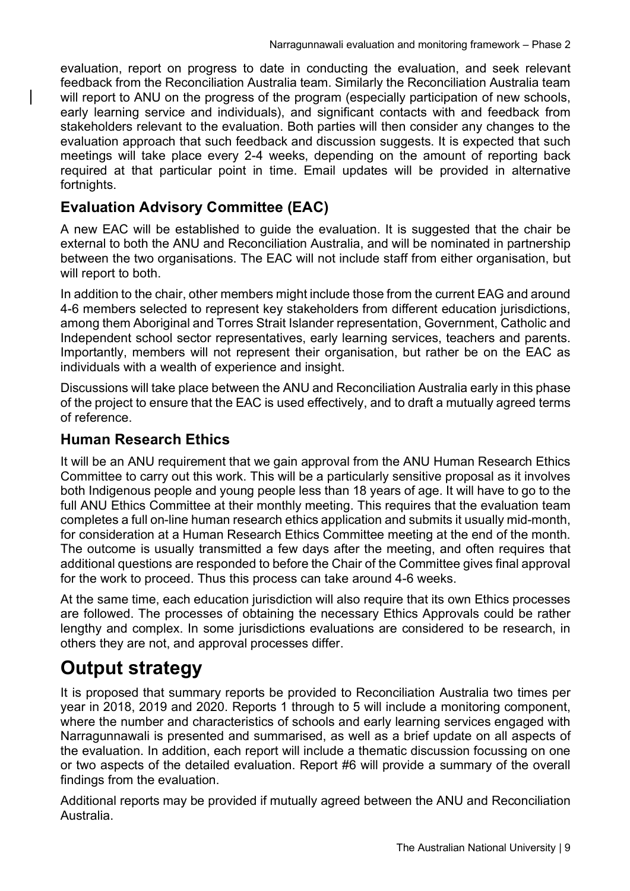evaluation, report on progress to date in conducting the evaluation, and seek relevant feedback from the Reconciliation Australia team. Similarly the Reconciliation Australia team will report to ANU on the progress of the program (especially participation of new schools, early learning service and individuals), and significant contacts with and feedback from stakeholders relevant to the evaluation. Both parties will then consider any changes to the evaluation approach that such feedback and discussion suggests. It is expected that such meetings will take place every 2-4 weeks, depending on the amount of reporting back required at that particular point in time. Email updates will be provided in alternative fortnights.

### Evaluation Advisory Committee (EAC)

A new EAC will be established to guide the evaluation. It is suggested that the chair be external to both the ANU and Reconciliation Australia, and will be nominated in partnership between the two organisations. The EAC will not include staff from either organisation, but will report to both.

In addition to the chair, other members might include those from the current EAG and around 4-6 members selected to represent key stakeholders from different education jurisdictions, among them Aboriginal and Torres Strait Islander representation, Government, Catholic and Independent school sector representatives, early learning services, teachers and parents. Importantly, members will not represent their organisation, but rather be on the EAC as individuals with a wealth of experience and insight.

Discussions will take place between the ANU and Reconciliation Australia early in this phase of the project to ensure that the EAC is used effectively, and to draft a mutually agreed terms of reference.

### Human Research Ethics

It will be an ANU requirement that we gain approval from the ANU Human Research Ethics Committee to carry out this work. This will be a particularly sensitive proposal as it involves both Indigenous people and young people less than 18 years of age. It will have to go to the full ANU Ethics Committee at their monthly meeting. This requires that the evaluation team completes a full on-line human research ethics application and submits it usually mid-month, for consideration at a Human Research Ethics Committee meeting at the end of the month. The outcome is usually transmitted a few days after the meeting, and often requires that additional questions are responded to before the Chair of the Committee gives final approval for the work to proceed. Thus this process can take around 4-6 weeks.

At the same time, each education jurisdiction will also require that its own Ethics processes are followed. The processes of obtaining the necessary Ethics Approvals could be rather lengthy and complex. In some jurisdictions evaluations are considered to be research, in others they are not, and approval processes differ.

# Output strategy

It is proposed that summary reports be provided to Reconciliation Australia two times per year in 2018, 2019 and 2020. Reports 1 through to 5 will include a monitoring component, where the number and characteristics of schools and early learning services engaged with Narragunnawali is presented and summarised, as well as a brief update on all aspects of the evaluation. In addition, each report will include a thematic discussion focussing on one or two aspects of the detailed evaluation. Report #6 will provide a summary of the overall findings from the evaluation.

Additional reports may be provided if mutually agreed between the ANU and Reconciliation Australia.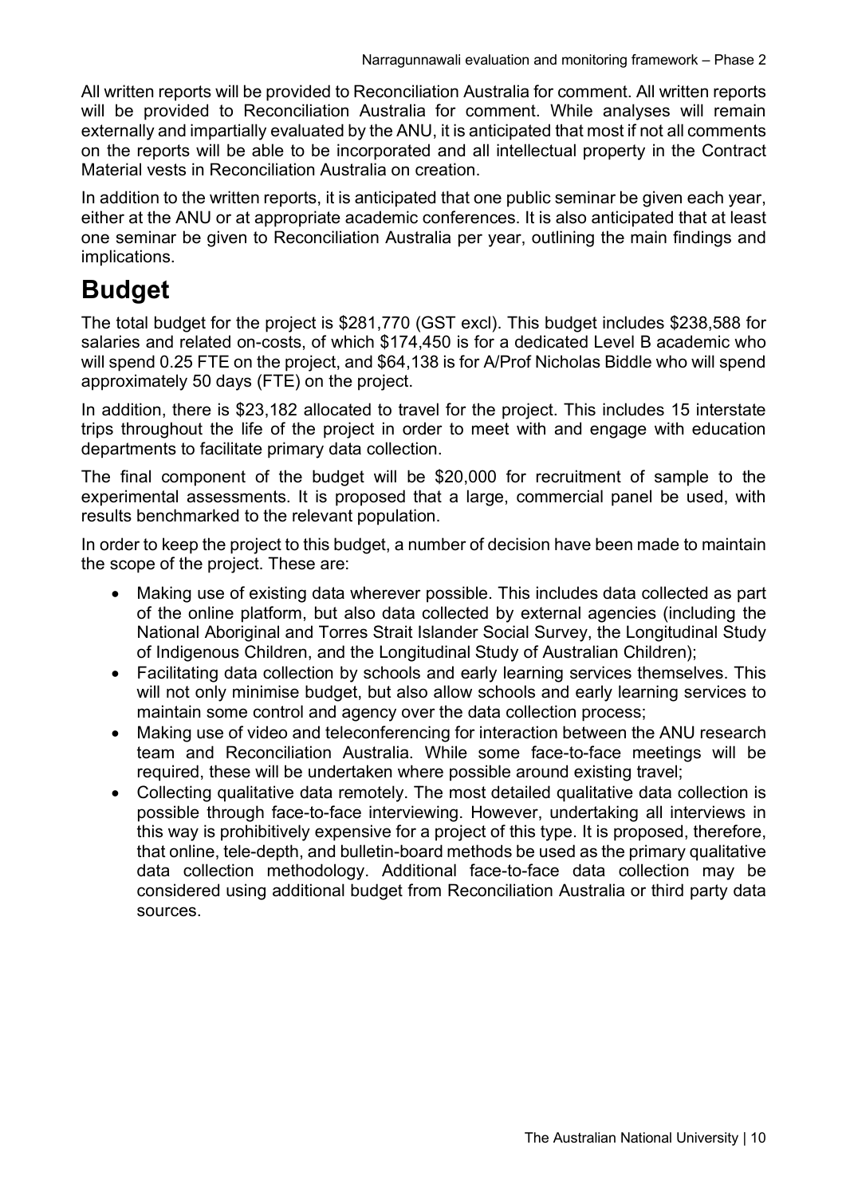All written reports will be provided to Reconciliation Australia for comment. All written reports will be provided to Reconciliation Australia for comment. While analyses will remain externally and impartially evaluated by the ANU, it is anticipated that most if not all comments on the reports will be able to be incorporated and all intellectual property in the Contract Material vests in Reconciliation Australia on creation.

In addition to the written reports, it is anticipated that one public seminar be given each year, either at the ANU or at appropriate academic conferences. It is also anticipated that at least one seminar be given to Reconciliation Australia per year, outlining the main findings and implications.

# Budget

The total budget for the project is $281,770 (GST excl). This budget includes $238,588 for salaries and related on-costs, of which $174,450 is for a dedicated Level B academic who will spend 0.25 FTE on the project, and $64,138 is for A/Prof Nicholas Biddle who will spend approximately 50 days (FTE) on the project.

In addition, there is $23,182 allocated to travel for the project. This includes 15 interstate trips throughout the life of the project in order to meet with and engage with education departments to facilitate primary data collection.

The final component of the budget will be $20,000 for recruitment of sample to the experimental assessments. It is proposed that a large, commercial panel be used, with results benchmarked to the relevant population.

In order to keep the project to this budget, a number of decision have been made to maintain the scope of the project. These are:

- Making use of existing data wherever possible. This includes data collected as part of the online platform, but also data collected by external agencies (including the National Aboriginal and Torres Strait Islander Social Survey, the Longitudinal Study of Indigenous Children, and the Longitudinal Study of Australian Children);
- Facilitating data collection by schools and early learning services themselves. This will not only minimise budget, but also allow schools and early learning services to maintain some control and agency over the data collection process;
- Making use of video and teleconferencing for interaction between the ANU research team and Reconciliation Australia. While some face-to-face meetings will be required, these will be undertaken where possible around existing travel;
- Collecting qualitative data remotely. The most detailed qualitative data collection is possible through face-to-face interviewing. However, undertaking all interviews in this way is prohibitively expensive for a project of this type. It is proposed, therefore, that online, tele-depth, and bulletin-board methods be used as the primary qualitative data collection methodology. Additional face-to-face data collection may be considered using additional budget from Reconciliation Australia or third party data sources.